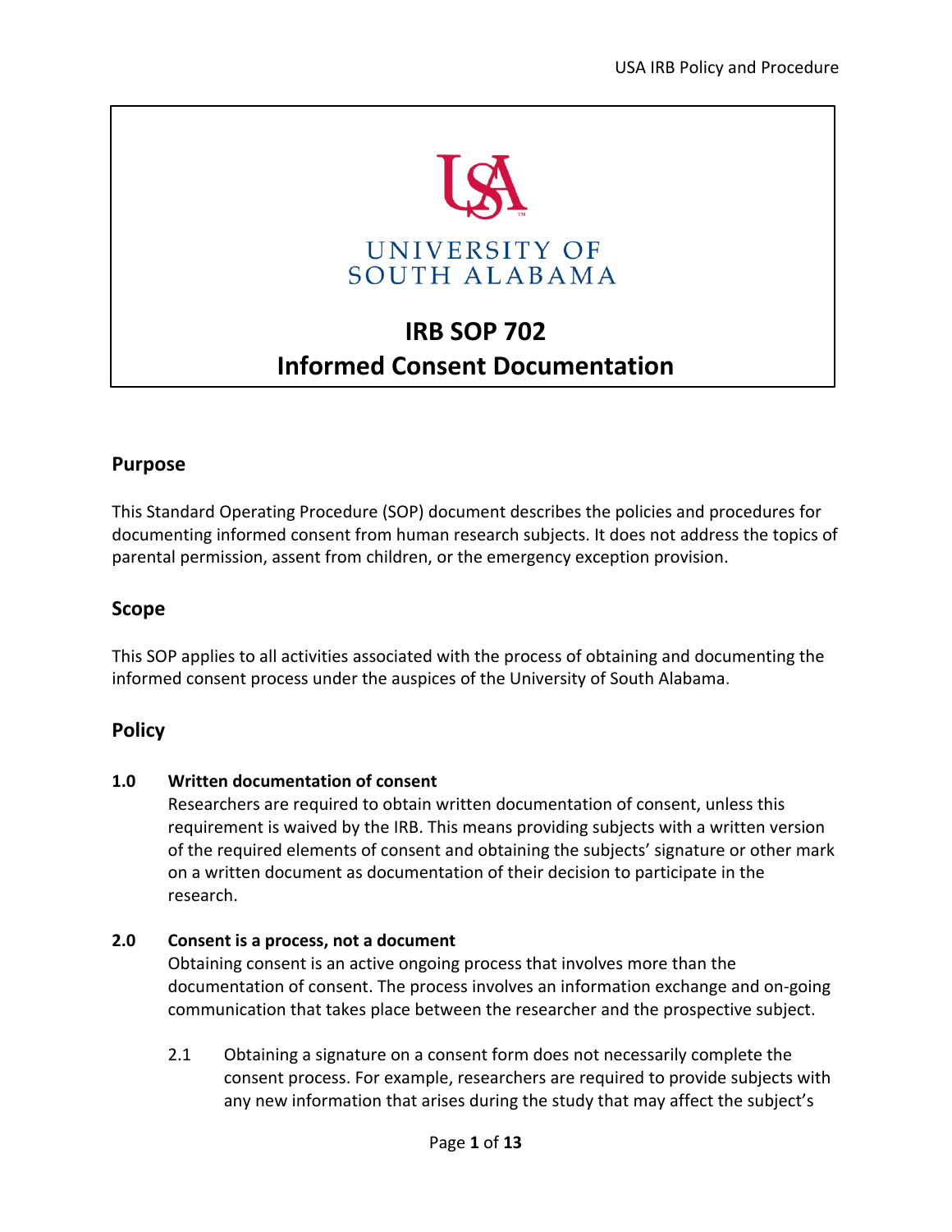UNIVERSITY OF SOUTH ALABAMA

# IRB SOP 702
# Informed Consent Documentation

## Purpose

This Standard Operating Procedure (SOP) document describes the policies and procedures for documenting informed consent from human research subjects. It does not address the topics of parental permission, assent from children, or the emergency exception provision.

## Scope

This SOP applies to all activities associated with the process of obtaining and documenting the informed consent process under the auspices of the University of South Alabama.

## Policy

**1.0 Written documentation of consent**

Researchers are required to obtain written documentation of consent, unless this requirement is waived by the IRB. This means providing subjects with a written version of the required elements of consent and obtaining the subjects' signature or other mark on a written document as documentation of their decision to participate in the research.

**2.0 Consent is a process, not a document**

Obtaining consent is an active ongoing process that involves more than the documentation of consent. The process involves an information exchange and on-going communication that takes place between the researcher and the prospective subject.

2.1 Obtaining a signature on a consent form does not necessarily complete the consent process. For example, researchers are required to provide subjects with any new information that arises during the study that may affect the subject's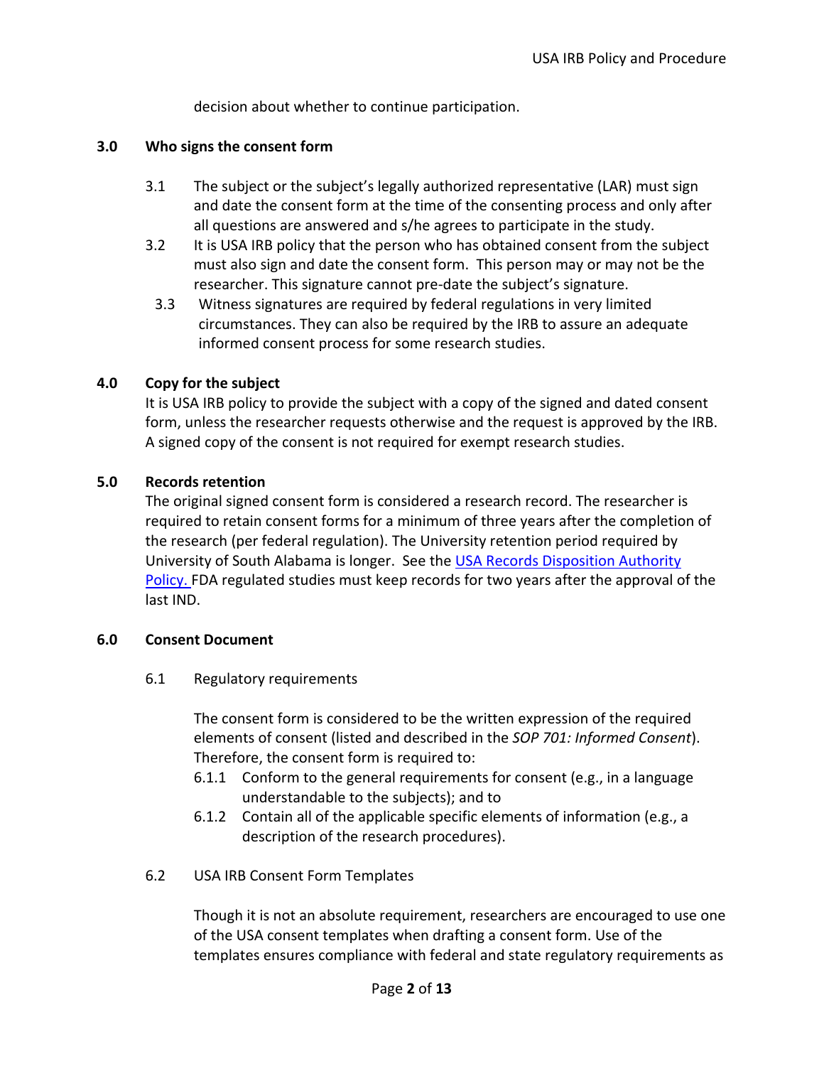decision about whether to continue participation.

## 3.0 Who signs the consent form

3.1 The subject or the subject's legally authorized representative (LAR) must sign and date the consent form at the time of the consenting process and only after all questions are answered and s/he agrees to participate in the study.

3.2 It is USA IRB policy that the person who has obtained consent from the subject must also sign and date the consent form. This person may or may not be the researcher. This signature cannot pre-date the subject's signature.

3.3 Witness signatures are required by federal regulations in very limited circumstances. They can also be required by the IRB to assure an adequate informed consent process for some research studies.

## 4.0 Copy for the subject

It is USA IRB policy to provide the subject with a copy of the signed and dated consent form, unless the researcher requests otherwise and the request is approved by the IRB. A signed copy of the consent is not required for exempt research studies.

## 5.0 Records retention

The original signed consent form is considered a research record. The researcher is required to retain consent forms for a minimum of three years after the completion of the research (per federal regulation). The University retention period required by University of South Alabama is longer. See the USA Records Disposition Authority Policy. FDA regulated studies must keep records for two years after the approval of the last IND.

## 6.0 Consent Document

6.1 Regulatory requirements

The consent form is considered to be the written expression of the required elements of consent (listed and described in the *SOP 701: Informed Consent*). Therefore, the consent form is required to:

6.1.1 Conform to the general requirements for consent (e.g., in a language understandable to the subjects); and to

6.1.2 Contain all of the applicable specific elements of information (e.g., a description of the research procedures).

6.2 USA IRB Consent Form Templates

Though it is not an absolute requirement, researchers are encouraged to use one of the USA consent templates when drafting a consent form. Use of the templates ensures compliance with federal and state regulatory requirements as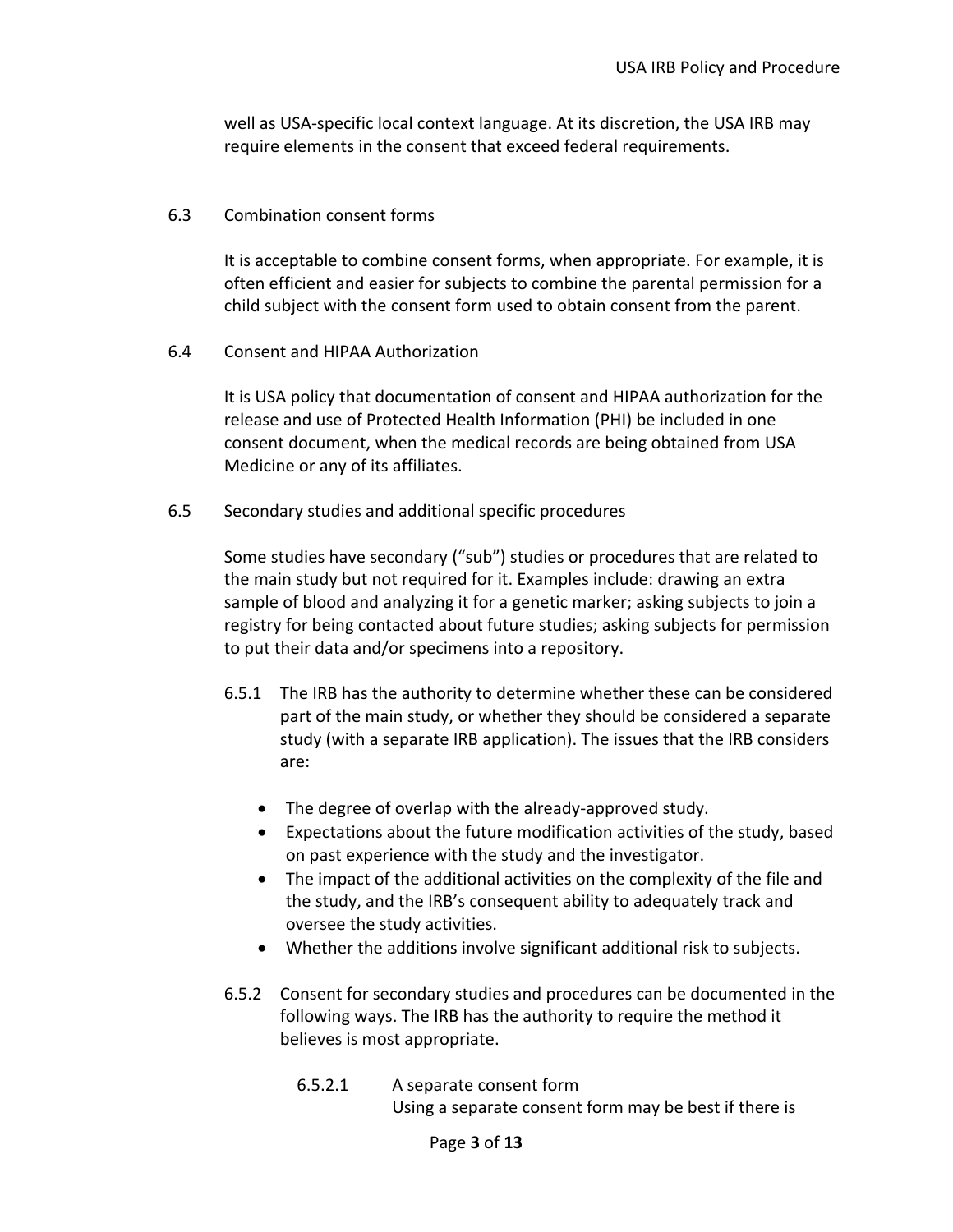well as USA-specific local context language. At its discretion, the USA IRB may require elements in the consent that exceed federal requirements.

### 6.3 Combination consent forms

It is acceptable to combine consent forms, when appropriate. For example, it is often efficient and easier for subjects to combine the parental permission for a child subject with the consent form used to obtain consent from the parent.

### 6.4 Consent and HIPAA Authorization

It is USA policy that documentation of consent and HIPAA authorization for the release and use of Protected Health Information (PHI) be included in one consent document, when the medical records are being obtained from USA Medicine or any of its affiliates.

### 6.5 Secondary studies and additional specific procedures

Some studies have secondary ("sub") studies or procedures that are related to the main study but not required for it. Examples include: drawing an extra sample of blood and analyzing it for a genetic marker; asking subjects to join a registry for being contacted about future studies; asking subjects for permission to put their data and/or specimens into a repository.

6.5.1 The IRB has the authority to determine whether these can be considered part of the main study, or whether they should be considered a separate study (with a separate IRB application). The issues that the IRB considers are:

- The degree of overlap with the already-approved study.
- Expectations about the future modification activities of the study, based on past experience with the study and the investigator.
- The impact of the additional activities on the complexity of the file and the study, and the IRB's consequent ability to adequately track and oversee the study activities.
- Whether the additions involve significant additional risk to subjects.

6.5.2 Consent for secondary studies and procedures can be documented in the following ways. The IRB has the authority to require the method it believes is most appropriate.

6.5.2.1 A separate consent form
Using a separate consent form may be best if there is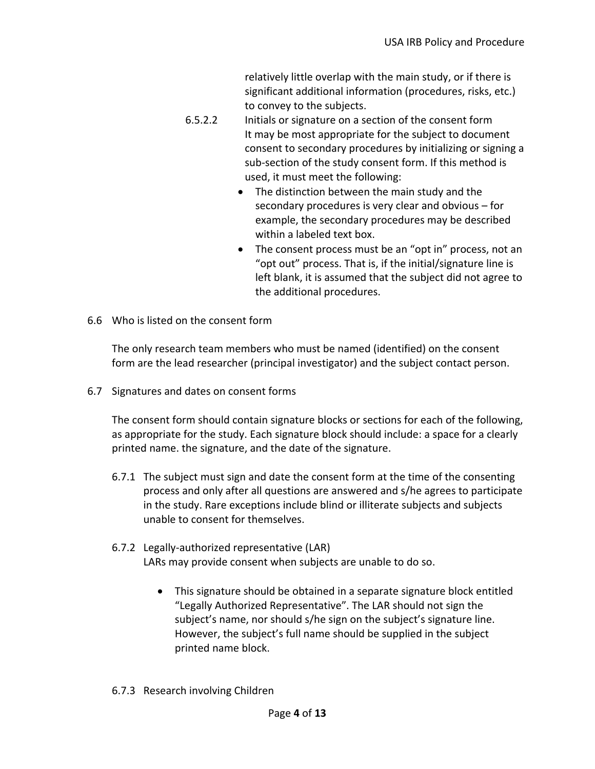relatively little overlap with the main study, or if there is significant additional information (procedures, risks, etc.) to convey to the subjects.

6.5.2.2 Initials or signature on a section of the consent form

It may be most appropriate for the subject to document consent to secondary procedures by initializing or signing a sub-section of the study consent form. If this method is used, it must meet the following:

- The distinction between the main study and the secondary procedures is very clear and obvious – for example, the secondary procedures may be described within a labeled text box.
- The consent process must be an "opt in" process, not an "opt out" process. That is, if the initial/signature line is left blank, it is assumed that the subject did not agree to the additional procedures.

## 6.6 Who is listed on the consent form

The only research team members who must be named (identified) on the consent form are the lead researcher (principal investigator) and the subject contact person.

## 6.7 Signatures and dates on consent forms

The consent form should contain signature blocks or sections for each of the following, as appropriate for the study. Each signature block should include: a space for a clearly printed name. the signature, and the date of the signature.

6.7.1 The subject must sign and date the consent form at the time of the consenting process and only after all questions are answered and s/he agrees to participate in the study. Rare exceptions include blind or illiterate subjects and subjects unable to consent for themselves.

6.7.2 Legally-authorized representative (LAR)

LARs may provide consent when subjects are unable to do so.

- This signature should be obtained in a separate signature block entitled "Legally Authorized Representative". The LAR should not sign the subject's name, nor should s/he sign on the subject's signature line. However, the subject's full name should be supplied in the subject printed name block.

6.7.3 Research involving Children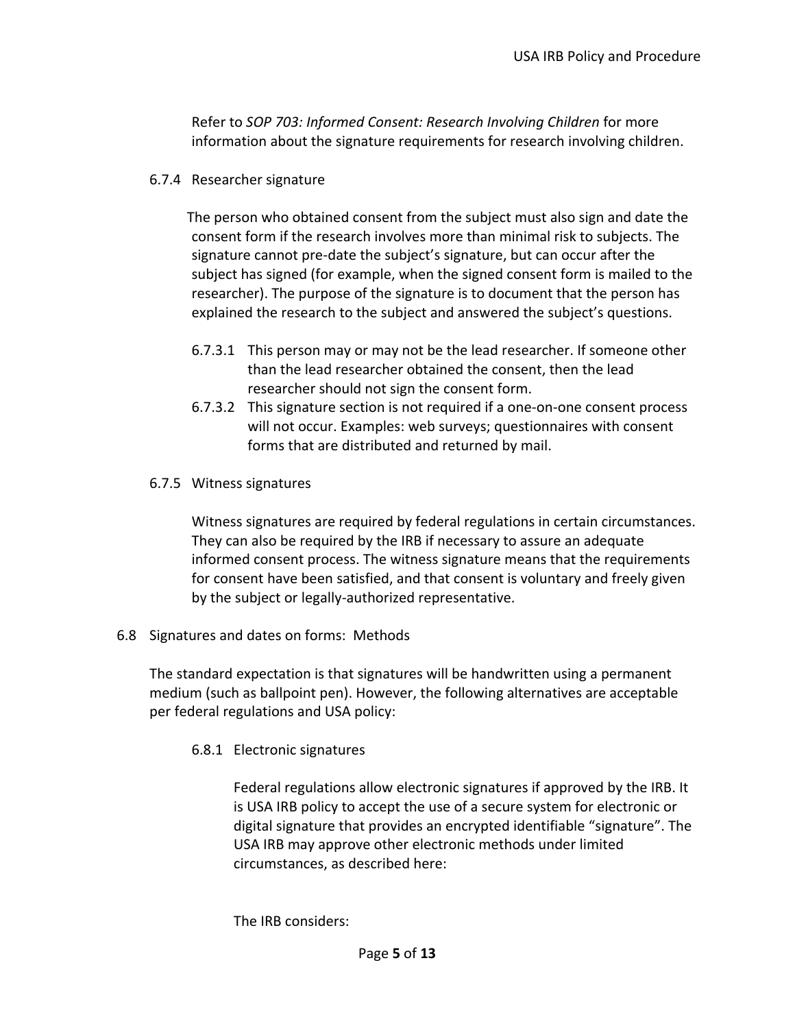Refer to *SOP 703: Informed Consent: Research Involving Children* for more information about the signature requirements for research involving children.

#### 6.7.4 Researcher signature

The person who obtained consent from the subject must also sign and date the consent form if the research involves more than minimal risk to subjects. The signature cannot pre-date the subject's signature, but can occur after the subject has signed (for example, when the signed consent form is mailed to the researcher). The purpose of the signature is to document that the person has explained the research to the subject and answered the subject's questions.

- 6.7.3.1 This person may or may not be the lead researcher. If someone other than the lead researcher obtained the consent, then the lead researcher should not sign the consent form.
- 6.7.3.2 This signature section is not required if a one-on-one consent process will not occur. Examples: web surveys; questionnaires with consent forms that are distributed and returned by mail.

#### 6.7.5 Witness signatures

Witness signatures are required by federal regulations in certain circumstances. They can also be required by the IRB if necessary to assure an adequate informed consent process. The witness signature means that the requirements for consent have been satisfied, and that consent is voluntary and freely given by the subject or legally-authorized representative.

### 6.8 Signatures and dates on forms: Methods

The standard expectation is that signatures will be handwritten using a permanent medium (such as ballpoint pen). However, the following alternatives are acceptable per federal regulations and USA policy:

#### 6.8.1 Electronic signatures

Federal regulations allow electronic signatures if approved by the IRB. It is USA IRB policy to accept the use of a secure system for electronic or digital signature that provides an encrypted identifiable "signature". The USA IRB may approve other electronic methods under limited circumstances, as described here:

The IRB considers: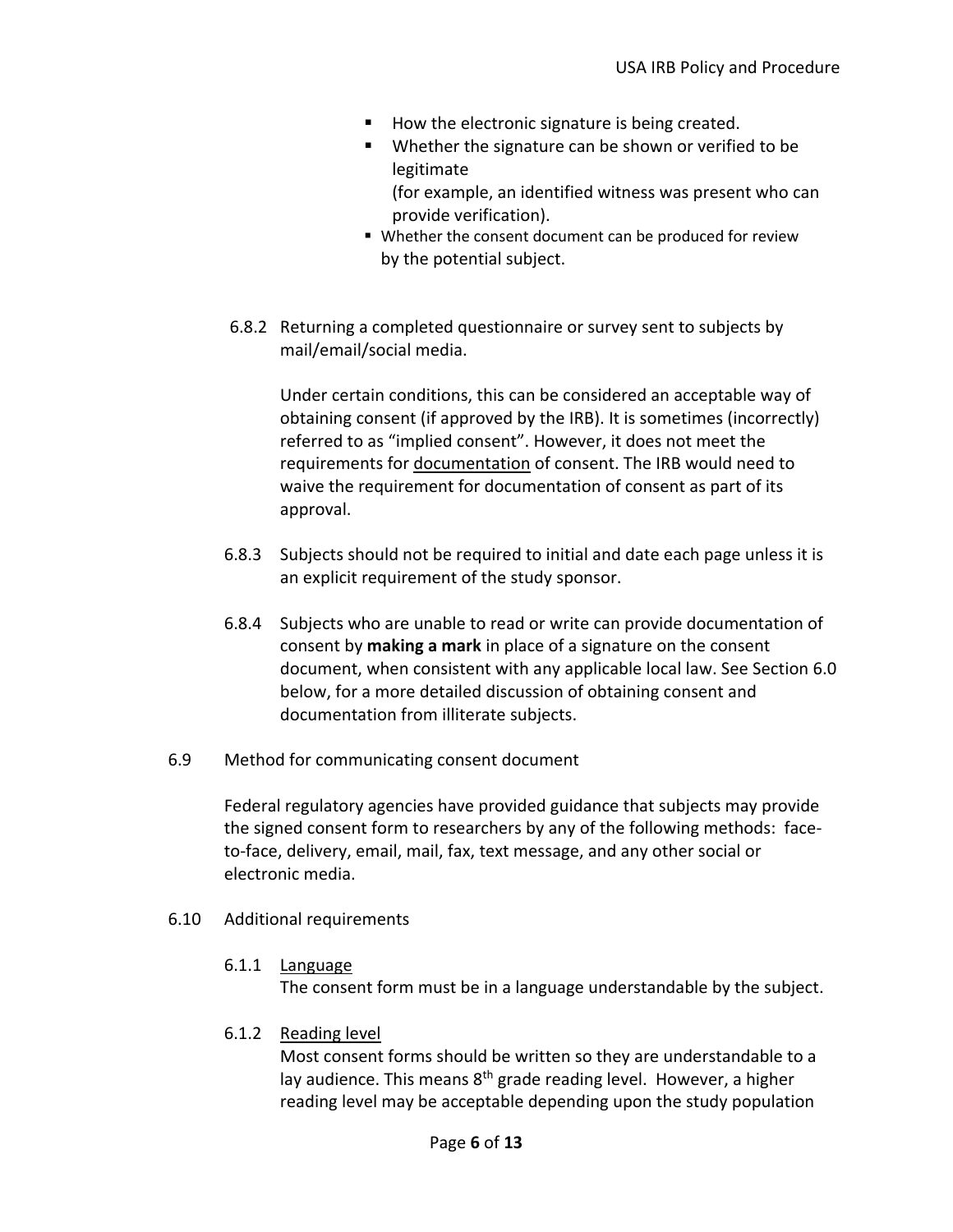- How the electronic signature is being created.
- Whether the signature can be shown or verified to be legitimate
  (for example, an identified witness was present who can provide verification).
- Whether the consent document can be produced for review by the potential subject.

6.8.2 Returning a completed questionnaire or survey sent to subjects by mail/email/social media.

Under certain conditions, this can be considered an acceptable way of obtaining consent (if approved by the IRB). It is sometimes (incorrectly) referred to as "implied consent". However, it does not meet the requirements for documentation of consent. The IRB would need to waive the requirement for documentation of consent as part of its approval.

6.8.3 Subjects should not be required to initial and date each page unless it is an explicit requirement of the study sponsor.

6.8.4 Subjects who are unable to read or write can provide documentation of consent by **making a mark** in place of a signature on the consent document, when consistent with any applicable local law. See Section 6.0 below, for a more detailed discussion of obtaining consent and documentation from illiterate subjects.

6.9 Method for communicating consent document

Federal regulatory agencies have provided guidance that subjects may provide the signed consent form to researchers by any of the following methods: face-to-face, delivery, email, mail, fax, text message, and any other social or electronic media.

6.10 Additional requirements

6.1.1 Language
The consent form must be in a language understandable by the subject.

6.1.2 Reading level
Most consent forms should be written so they are understandable to a lay audience. This means 8th grade reading level. However, a higher reading level may be acceptable depending upon the study population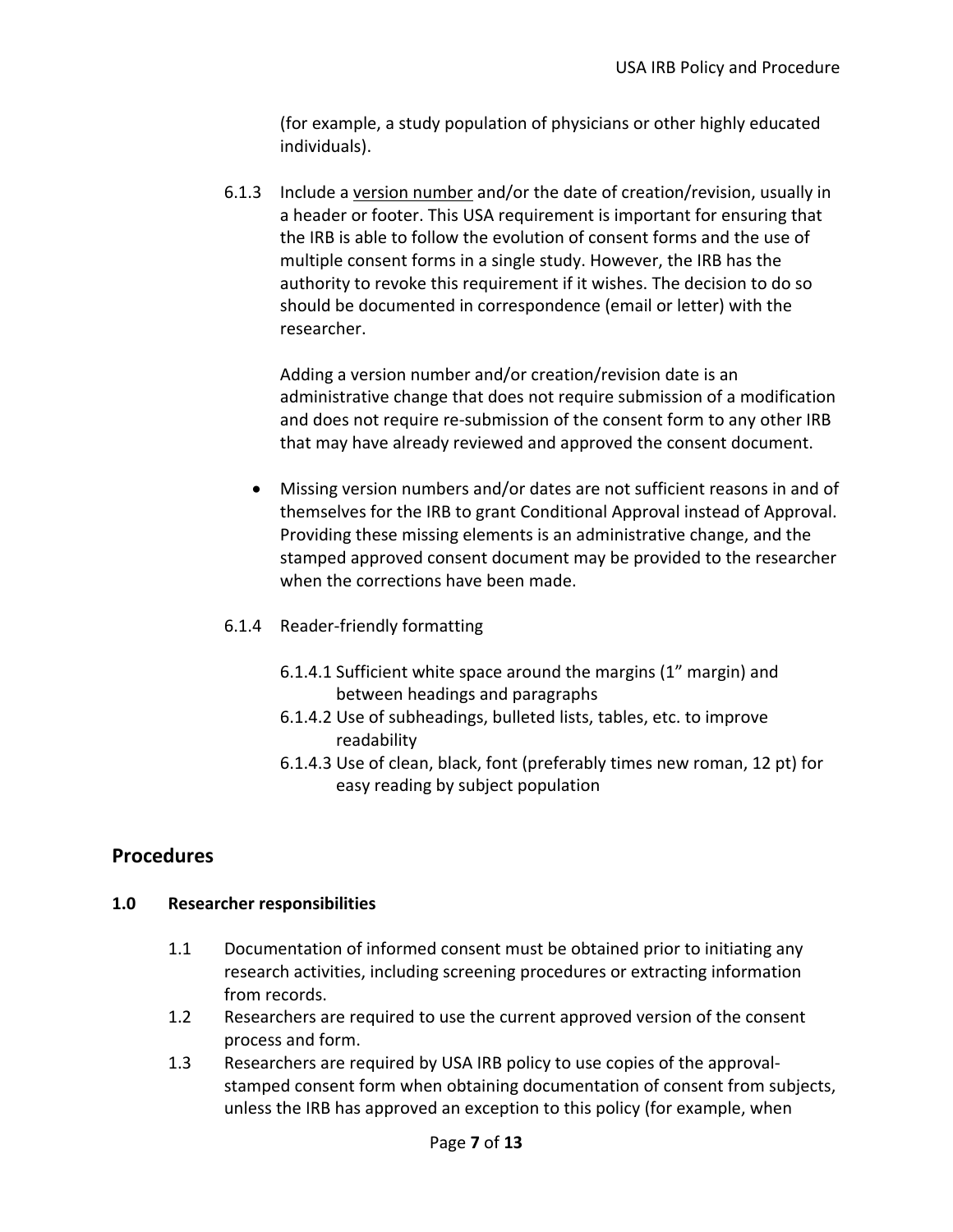(for example, a study population of physicians or other highly educated individuals).

6.1.3 Include a <u>version number</u> and/or the date of creation/revision, usually in a header or footer. This USA requirement is important for ensuring that the IRB is able to follow the evolution of consent forms and the use of multiple consent forms in a single study. However, the IRB has the authority to revoke this requirement if it wishes. The decision to do so should be documented in correspondence (email or letter) with the researcher.

Adding a version number and/or creation/revision date is an administrative change that does not require submission of a modification and does not require re-submission of the consent form to any other IRB that may have already reviewed and approved the consent document.

- Missing version numbers and/or dates are not sufficient reasons in and of themselves for the IRB to grant Conditional Approval instead of Approval. Providing these missing elements is an administrative change, and the stamped approved consent document may be provided to the researcher when the corrections have been made.

6.1.4 Reader-friendly formatting

6.1.4.1 Sufficient white space around the margins (1" margin) and between headings and paragraphs

6.1.4.2 Use of subheadings, bulleted lists, tables, etc. to improve readability

6.1.4.3 Use of clean, black, font (preferably times new roman, 12 pt) for easy reading by subject population

## Procedures

### 1.0 Researcher responsibilities

1.1 Documentation of informed consent must be obtained prior to initiating any research activities, including screening procedures or extracting information from records.

1.2 Researchers are required to use the current approved version of the consent process and form.

1.3 Researchers are required by USA IRB policy to use copies of the approval-stamped consent form when obtaining documentation of consent from subjects, unless the IRB has approved an exception to this policy (for example, when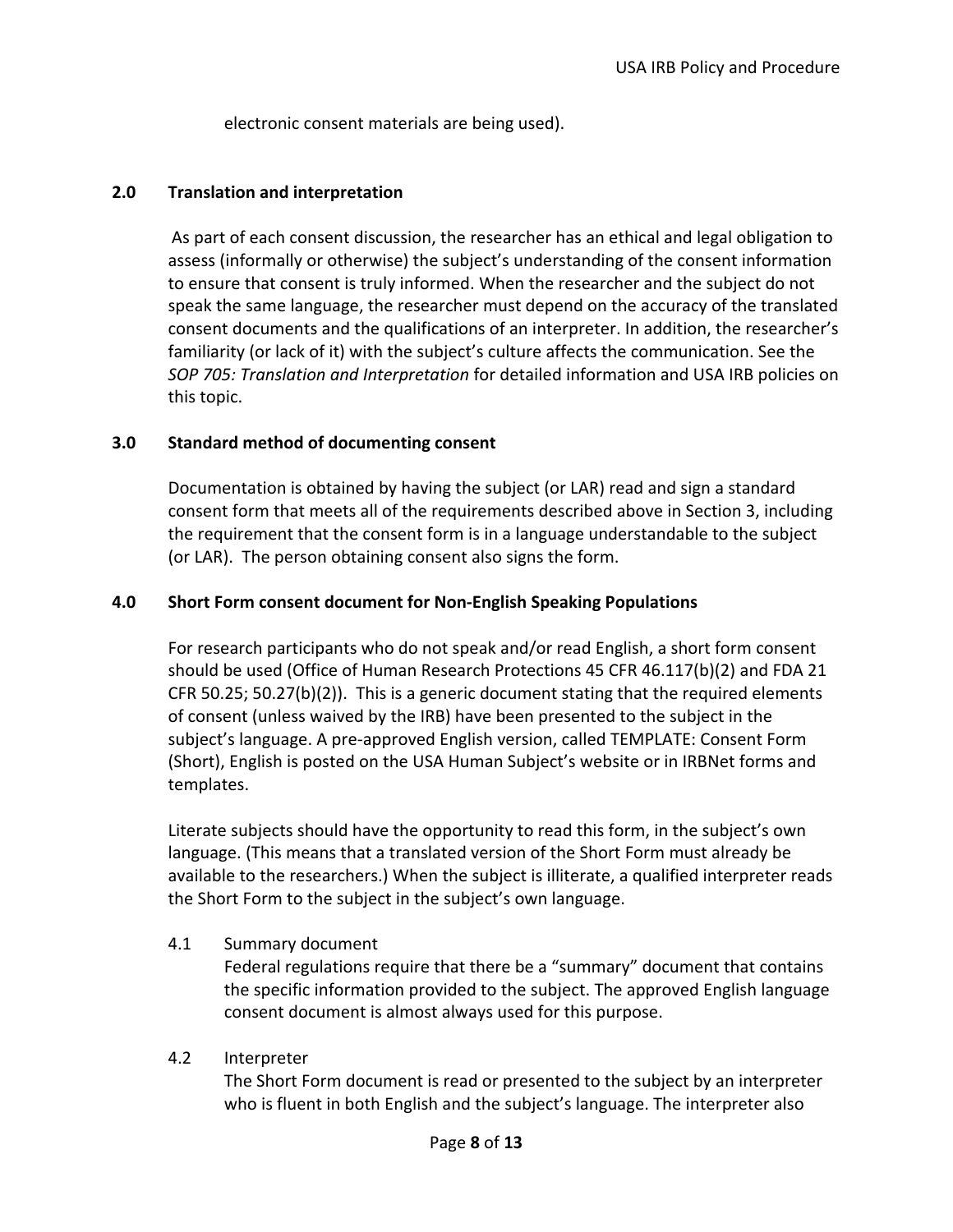electronic consent materials are being used).

## 2.0 Translation and interpretation

As part of each consent discussion, the researcher has an ethical and legal obligation to assess (informally or otherwise) the subject's understanding of the consent information to ensure that consent is truly informed. When the researcher and the subject do not speak the same language, the researcher must depend on the accuracy of the translated consent documents and the qualifications of an interpreter. In addition, the researcher's familiarity (or lack of it) with the subject's culture affects the communication. See the *SOP 705: Translation and Interpretation* for detailed information and USA IRB policies on this topic.

## 3.0 Standard method of documenting consent

Documentation is obtained by having the subject (or LAR) read and sign a standard consent form that meets all of the requirements described above in Section 3, including the requirement that the consent form is in a language understandable to the subject (or LAR). The person obtaining consent also signs the form.

## 4.0 Short Form consent document for Non-English Speaking Populations

For research participants who do not speak and/or read English, a short form consent should be used (Office of Human Research Protections 45 CFR 46.117(b)(2) and FDA 21 CFR 50.25; 50.27(b)(2)). This is a generic document stating that the required elements of consent (unless waived by the IRB) have been presented to the subject in the subject's language. A pre-approved English version, called TEMPLATE: Consent Form (Short), English is posted on the USA Human Subject's website or in IRBNet forms and templates.

Literate subjects should have the opportunity to read this form, in the subject's own language. (This means that a translated version of the Short Form must already be available to the researchers.) When the subject is illiterate, a qualified interpreter reads the Short Form to the subject in the subject's own language.

4.1 Summary document

Federal regulations require that there be a "summary" document that contains the specific information provided to the subject. The approved English language consent document is almost always used for this purpose.

4.2 Interpreter

The Short Form document is read or presented to the subject by an interpreter who is fluent in both English and the subject's language. The interpreter also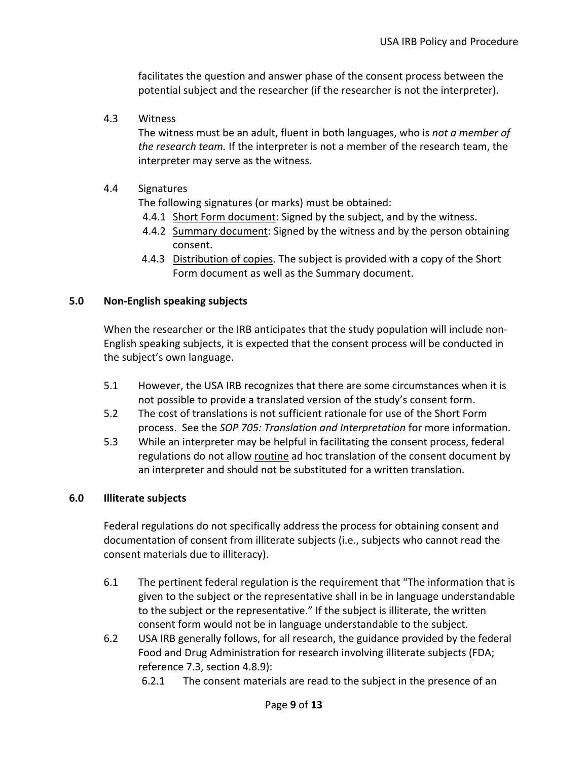facilitates the question and answer phase of the consent process between the potential subject and the researcher (if the researcher is not the interpreter).

4.3 Witness

The witness must be an adult, fluent in both languages, who is *not a member of the research team.* If the interpreter is not a member of the research team, the interpreter may serve as the witness.

4.4 Signatures

The following signatures (or marks) must be obtained:

- 4.4.1 Short Form document: Signed by the subject, and by the witness.
- 4.4.2 Summary document: Signed by the witness and by the person obtaining consent.
- 4.4.3 Distribution of copies. The subject is provided with a copy of the Short Form document as well as the Summary document.

## 5.0 Non-English speaking subjects

When the researcher or the IRB anticipates that the study population will include non-English speaking subjects, it is expected that the consent process will be conducted in the subject's own language.

- 5.1 However, the USA IRB recognizes that there are some circumstances when it is not possible to provide a translated version of the study's consent form.
- 5.2 The cost of translations is not sufficient rationale for use of the Short Form process. See the *SOP 705: Translation and Interpretation* for more information.
- 5.3 While an interpreter may be helpful in facilitating the consent process, federal regulations do not allow routine ad hoc translation of the consent document by an interpreter and should not be substituted for a written translation.

## 6.0 Illiterate subjects

Federal regulations do not specifically address the process for obtaining consent and documentation of consent from illiterate subjects (i.e., subjects who cannot read the consent materials due to illiteracy).

- 6.1 The pertinent federal regulation is the requirement that "The information that is given to the subject or the representative shall in be in language understandable to the subject or the representative." If the subject is illiterate, the written consent form would not be in language understandable to the subject.
- 6.2 USA IRB generally follows, for all research, the guidance provided by the federal Food and Drug Administration for research involving illiterate subjects (FDA; reference 7.3, section 4.8.9):
  - 6.2.1 The consent materials are read to the subject in the presence of an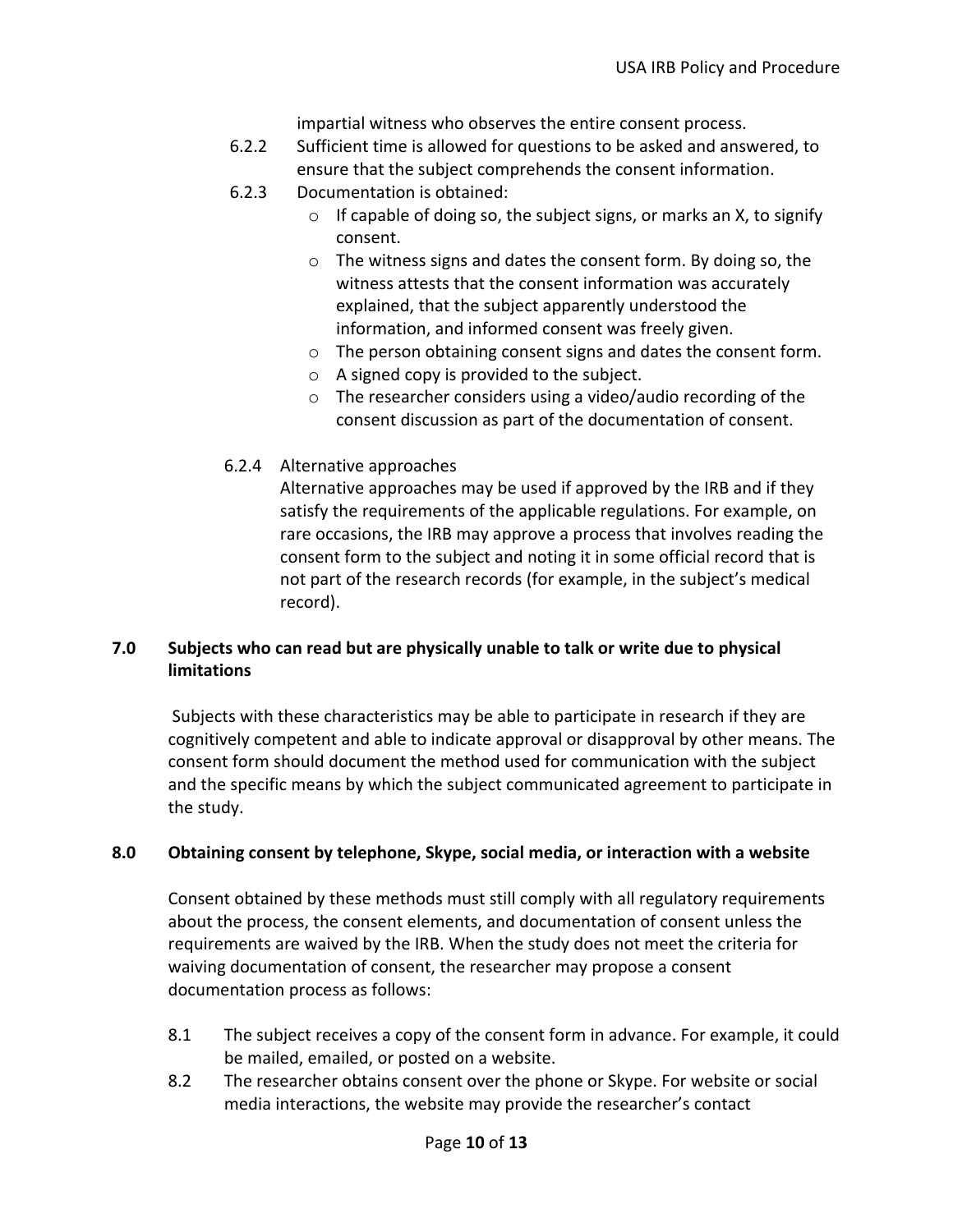impartial witness who observes the entire consent process.

6.2.2 Sufficient time is allowed for questions to be asked and answered, to ensure that the subject comprehends the consent information.

6.2.3 Documentation is obtained:

- If capable of doing so, the subject signs, or marks an X, to signify consent.
- The witness signs and dates the consent form. By doing so, the witness attests that the consent information was accurately explained, that the subject apparently understood the information, and informed consent was freely given.
- The person obtaining consent signs and dates the consent form.
- A signed copy is provided to the subject.
- The researcher considers using a video/audio recording of the consent discussion as part of the documentation of consent.

6.2.4 Alternative approaches

Alternative approaches may be used if approved by the IRB and if they satisfy the requirements of the applicable regulations. For example, on rare occasions, the IRB may approve a process that involves reading the consent form to the subject and noting it in some official record that is not part of the research records (for example, in the subject's medical record).

## 7.0 Subjects who can read but are physically unable to talk or write due to physical limitations

Subjects with these characteristics may be able to participate in research if they are cognitively competent and able to indicate approval or disapproval by other means. The consent form should document the method used for communication with the subject and the specific means by which the subject communicated agreement to participate in the study.

## 8.0 Obtaining consent by telephone, Skype, social media, or interaction with a website

Consent obtained by these methods must still comply with all regulatory requirements about the process, the consent elements, and documentation of consent unless the requirements are waived by the IRB. When the study does not meet the criteria for waiving documentation of consent, the researcher may propose a consent documentation process as follows:

8.1 The subject receives a copy of the consent form in advance. For example, it could be mailed, emailed, or posted on a website.

8.2 The researcher obtains consent over the phone or Skype. For website or social media interactions, the website may provide the researcher's contact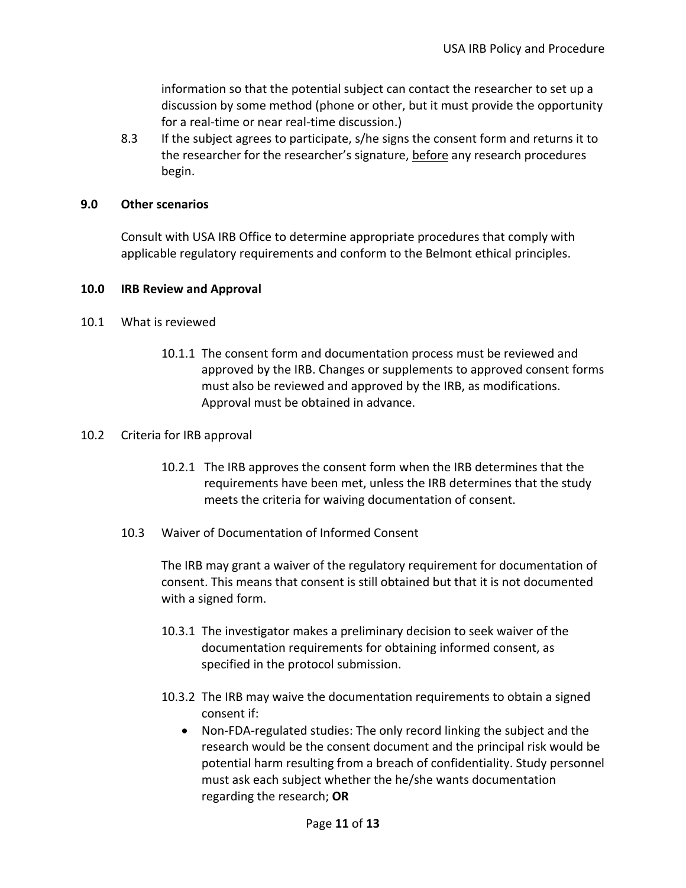information so that the potential subject can contact the researcher to set up a discussion by some method (phone or other, but it must provide the opportunity for a real-time or near real-time discussion.)

8.3 If the subject agrees to participate, s/he signs the consent form and returns it to the researcher for the researcher's signature, <u>before</u> any research procedures begin.

## 9.0 Other scenarios

Consult with USA IRB Office to determine appropriate procedures that comply with applicable regulatory requirements and conform to the Belmont ethical principles.

## 10.0 IRB Review and Approval

10.1 What is reviewed

10.1.1 The consent form and documentation process must be reviewed and approved by the IRB. Changes or supplements to approved consent forms must also be reviewed and approved by the IRB, as modifications. Approval must be obtained in advance.

10.2 Criteria for IRB approval

10.2.1 The IRB approves the consent form when the IRB determines that the requirements have been met, unless the IRB determines that the study meets the criteria for waiving documentation of consent.

10.3 Waiver of Documentation of Informed Consent

The IRB may grant a waiver of the regulatory requirement for documentation of consent. This means that consent is still obtained but that it is not documented with a signed form.

10.3.1 The investigator makes a preliminary decision to seek waiver of the documentation requirements for obtaining informed consent, as specified in the protocol submission.

10.3.2 The IRB may waive the documentation requirements to obtain a signed consent if:

- Non-FDA-regulated studies: The only record linking the subject and the research would be the consent document and the principal risk would be potential harm resulting from a breach of confidentiality. Study personnel must ask each subject whether the he/she wants documentation regarding the research; **OR**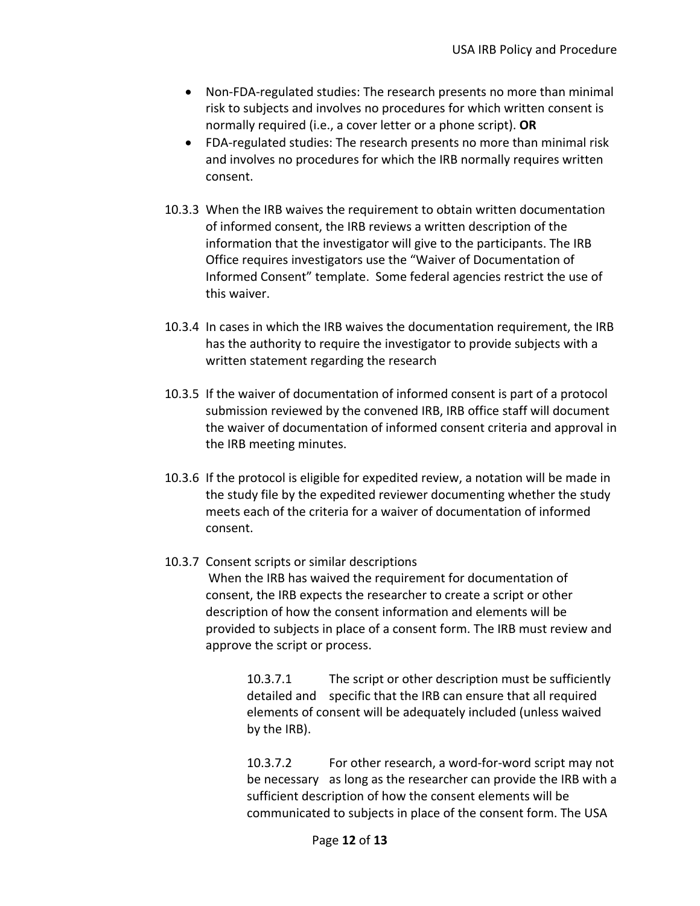- Non-FDA-regulated studies: The research presents no more than minimal risk to subjects and involves no procedures for which written consent is normally required (i.e., a cover letter or a phone script). **OR**
- FDA-regulated studies: The research presents no more than minimal risk and involves no procedures for which the IRB normally requires written consent.

10.3.3 When the IRB waives the requirement to obtain written documentation of informed consent, the IRB reviews a written description of the information that the investigator will give to the participants. The IRB Office requires investigators use the "Waiver of Documentation of Informed Consent" template. Some federal agencies restrict the use of this waiver.

10.3.4 In cases in which the IRB waives the documentation requirement, the IRB has the authority to require the investigator to provide subjects with a written statement regarding the research

10.3.5 If the waiver of documentation of informed consent is part of a protocol submission reviewed by the convened IRB, IRB office staff will document the waiver of documentation of informed consent criteria and approval in the IRB meeting minutes.

10.3.6 If the protocol is eligible for expedited review, a notation will be made in the study file by the expedited reviewer documenting whether the study meets each of the criteria for a waiver of documentation of informed consent.

10.3.7 Consent scripts or similar descriptions
When the IRB has waived the requirement for documentation of consent, the IRB expects the researcher to create a script or other description of how the consent information and elements will be provided to subjects in place of a consent form. The IRB must review and approve the script or process.

10.3.7.1 The script or other description must be sufficiently detailed and specific that the IRB can ensure that all required elements of consent will be adequately included (unless waived by the IRB).

10.3.7.2 For other research, a word-for-word script may not be necessary as long as the researcher can provide the IRB with a sufficient description of how the consent elements will be communicated to subjects in place of the consent form. The USA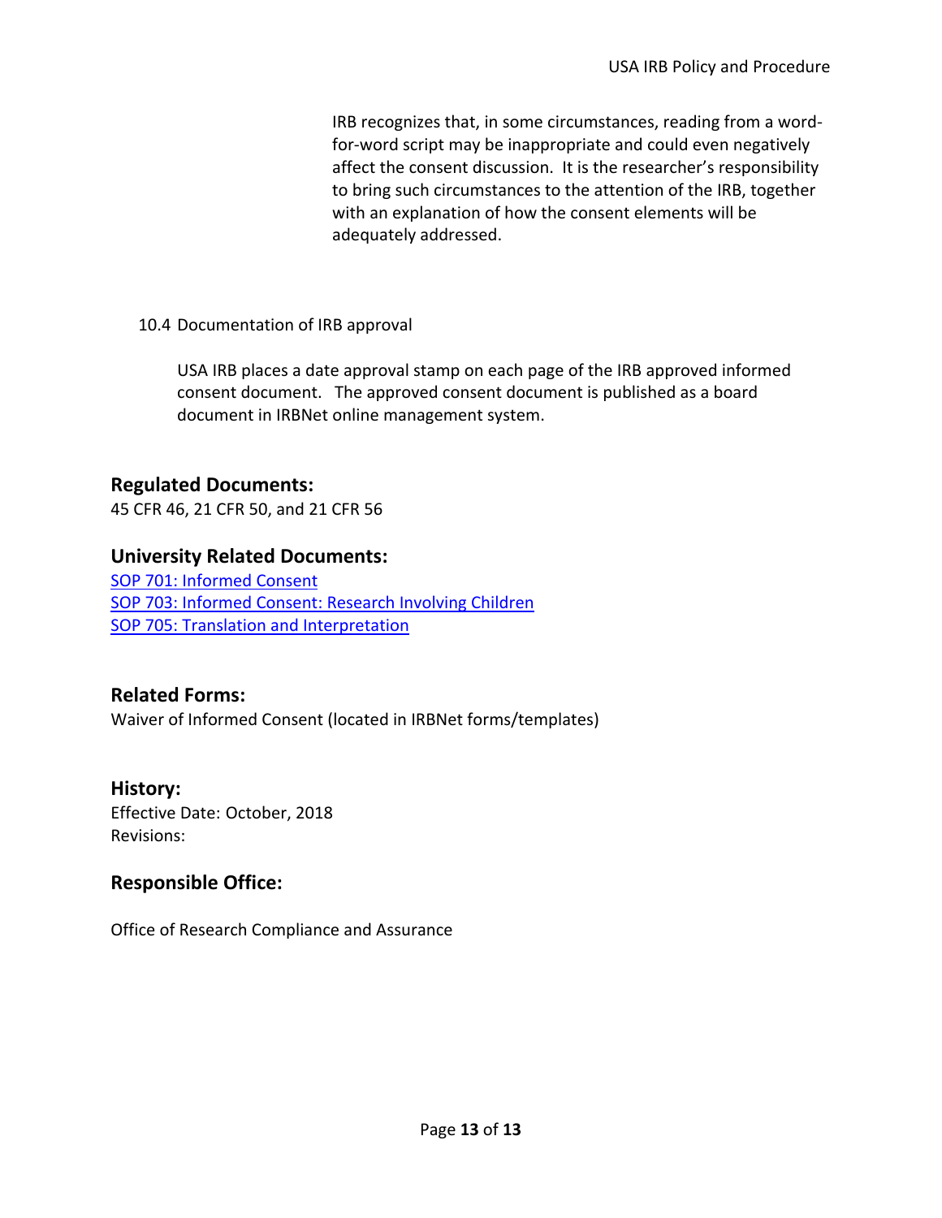IRB recognizes that, in some circumstances, reading from a word-for-word script may be inappropriate and could even negatively affect the consent discussion. It is the researcher's responsibility to bring such circumstances to the attention of the IRB, together with an explanation of how the consent elements will be adequately addressed.

10.4 Documentation of IRB approval

USA IRB places a date approval stamp on each page of the IRB approved informed consent document. The approved consent document is published as a board document in IRBNet online management system.

## Regulated Documents:

45 CFR 46, 21 CFR 50, and 21 CFR 56

## University Related Documents:

SOP 701: Informed Consent
SOP 703: Informed Consent: Research Involving Children
SOP 705: Translation and Interpretation

## Related Forms:

Waiver of Informed Consent (located in IRBNet forms/templates)

## History:

Effective Date: October, 2018
Revisions:

## Responsible Office:

Office of Research Compliance and Assurance